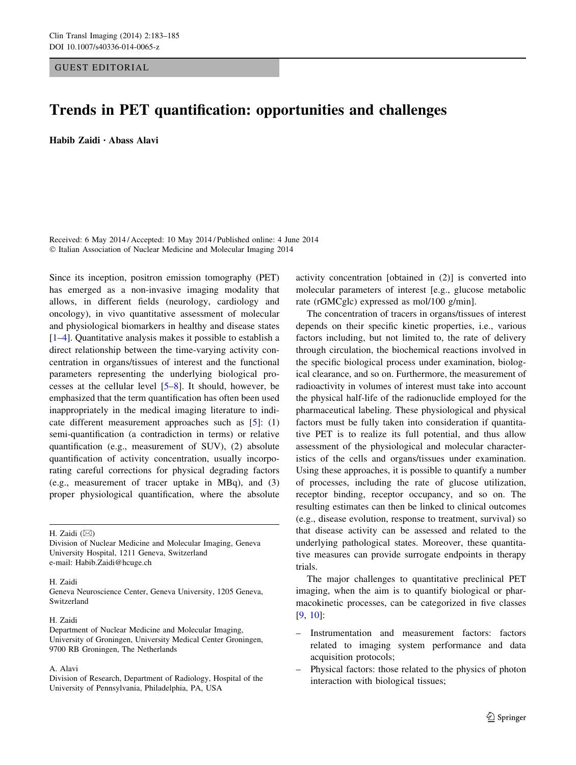GUEST EDITORIAL

# Trends in PET quantification: opportunities and challenges

**Habib Zaidi · Abass Alavi**

Received: 6 May 2014 / Accepted: 10 May 2014 / Published online: 4 June 2014
© Italian Association of Nuclear Medicine and Molecular Imaging 2014

Since its inception, positron emission tomography (PET) has emerged as a non-invasive imaging modality that allows, in different fields (neurology, cardiology and oncology), in vivo quantitative assessment of molecular and physiological biomarkers in healthy and disease states [1–4]. Quantitative analysis makes it possible to establish a direct relationship between the time-varying activity concentration in organs/tissues of interest and the functional parameters representing the underlying biological processes at the cellular level [5–8]. It should, however, be emphasized that the term quantification has often been used inappropriately in the medical imaging literature to indicate different measurement approaches such as [5]: (1) semi-quantification (a contradiction in terms) or relative quantification (e.g., measurement of SUV), (2) absolute quantification of activity concentration, usually incorporating careful corrections for physical degrading factors (e.g., measurement of tracer uptake in MBq), and (3) proper physiological quantification, where the absolute activity concentration [obtained in (2)] is converted into molecular parameters of interest [e.g., glucose metabolic rate (rGMCglc) expressed as mol/100 g/min].

The concentration of tracers in organs/tissues of interest depends on their specific kinetic properties, i.e., various factors including, but not limited to, the rate of delivery through circulation, the biochemical reactions involved in the specific biological process under examination, biological clearance, and so on. Furthermore, the measurement of radioactivity in volumes of interest must take into account the physical half-life of the radionuclide employed for the pharmaceutical labeling. These physiological and physical factors must be fully taken into consideration if quantitative PET is to realize its full potential, and thus allow assessment of the physiological and molecular characteristics of the cells and organs/tissues under examination. Using these approaches, it is possible to quantify a number of processes, including the rate of glucose utilization, receptor binding, receptor occupancy, and so on. The resulting estimates can then be linked to clinical outcomes (e.g., disease evolution, response to treatment, survival) so that disease activity can be assessed and related to the underlying pathological states. Moreover, these quantitative measures can provide surrogate endpoints in therapy trials.

The major challenges to quantitative preclinical PET imaging, when the aim is to quantify biological or pharmacokinetic processes, can be categorized in five classes [9, 10]:

- Instrumentation and measurement factors: factors related to imaging system performance and data acquisition protocols;
- Physical factors: those related to the physics of photon interaction with biological tissues;

H. Zaidi (✉)
Division of Nuclear Medicine and Molecular Imaging, Geneva University Hospital, 1211 Geneva, Switzerland
e-mail: Habib.Zaidi@hcuge.ch

H. Zaidi
Geneva Neuroscience Center, Geneva University, 1205 Geneva, Switzerland

H. Zaidi
Department of Nuclear Medicine and Molecular Imaging, University of Groningen, University Medical Center Groningen, 9700 RB Groningen, The Netherlands

A. Alavi
Division of Research, Department of Radiology, Hospital of the University of Pennsylvania, Philadelphia, PA, USA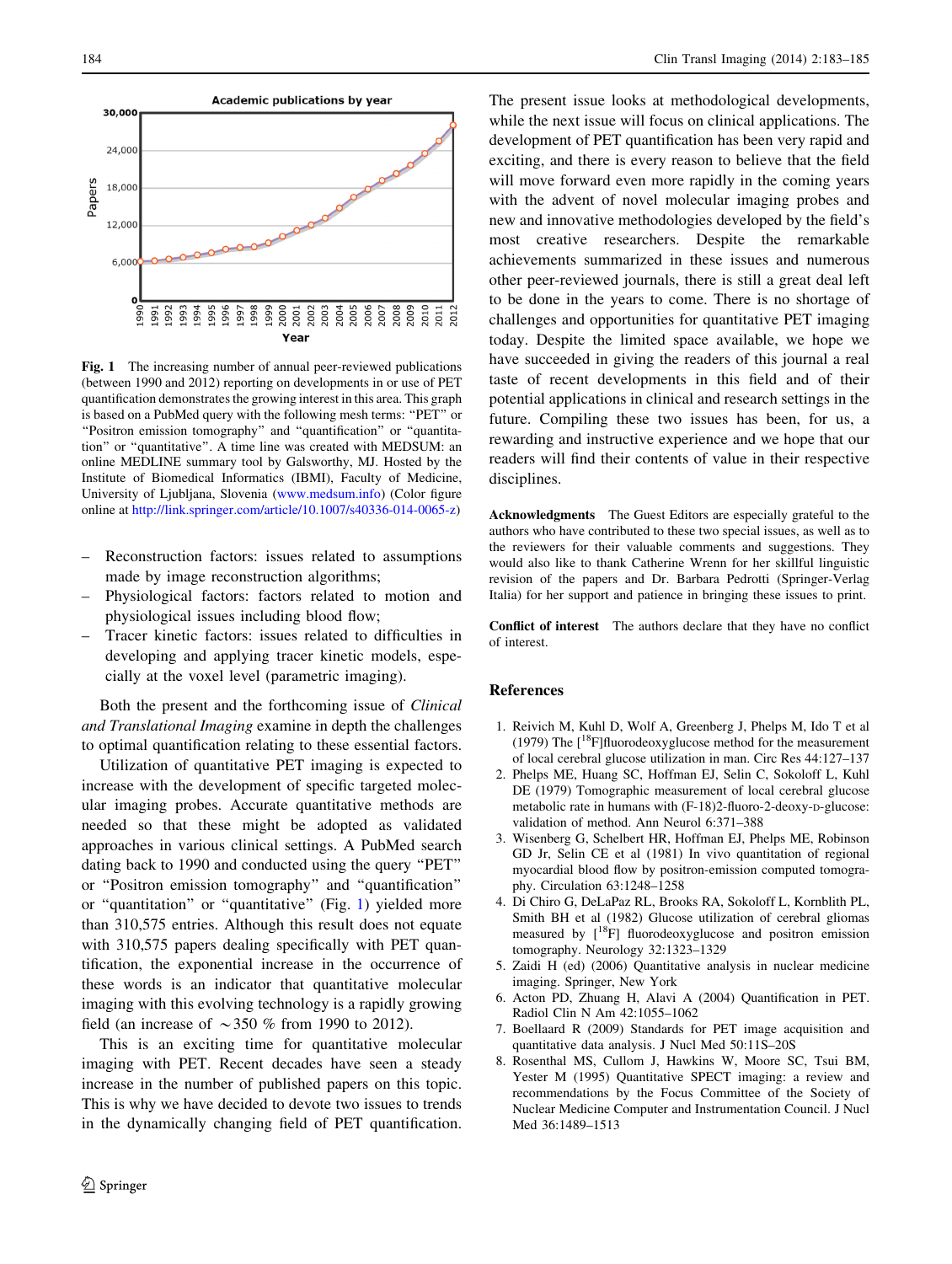Academic publications by year

30,000
24,000
18,000
12,000
6,000
0

Papers

1990 1991 1992 1993 1994 1995 1996 1997 1998 1999 2000 2001 2002 2003 2004 2005 2006 2007 2008 2009 2010 2011 2012

Year

**Fig. 1** The increasing number of annual peer-reviewed publications (between 1990 and 2012) reporting on developments in or use of PET quantification demonstrates the growing interest in this area. This graph is based on a PubMed query with the following mesh terms: "PET" or "Positron emission tomography" and "quantification" or "quantitation" or "quantitative". A time line was created with MEDSUM: an online MEDLINE summary tool by Galsworthy, MJ. Hosted by the Institute of Biomedical Informatics (IBMI), Faculty of Medicine, University of Ljubljana, Slovenia (www.medsum.info) (Color figure online at http://link.springer.com/article/10.1007/s40336-014-0065-z)

– Reconstruction factors: issues related to assumptions made by image reconstruction algorithms;
– Physiological factors: factors related to motion and physiological issues including blood flow;
– Tracer kinetic factors: issues related to difficulties in developing and applying tracer kinetic models, especially at the voxel level (parametric imaging).

Both the present and the forthcoming issue of *Clinical and Translational Imaging* examine in depth the challenges to optimal quantification relating to these essential factors.

Utilization of quantitative PET imaging is expected to increase with the development of specific targeted molecular imaging probes. Accurate quantitative methods are needed so that these might be adopted as validated approaches in various clinical settings. A PubMed search dating back to 1990 and conducted using the query "PET" or "Positron emission tomography" and "quantification" or "quantitation" or "quantitative" (Fig. 1) yielded more than 310,575 entries. Although this result does not equate with 310,575 papers dealing specifically with PET quantification, the exponential increase in the occurrence of these words is an indicator that quantitative molecular imaging with this evolving technology is a rapidly growing field (an increase of ~350 % from 1990 to 2012).

This is an exciting time for quantitative molecular imaging with PET. Recent decades have seen a steady increase in the number of published papers on this topic. This is why we have decided to devote two issues to trends in the dynamically changing field of PET quantification. The present issue looks at methodological developments, while the next issue will focus on clinical applications. The development of PET quantification has been very rapid and exciting, and there is every reason to believe that the field will move forward even more rapidly in the coming years with the advent of novel molecular imaging probes and new and innovative methodologies developed by the field's most creative researchers. Despite the remarkable achievements summarized in these issues and numerous other peer-reviewed journals, there is still a great deal left to be done in the years to come. There is no shortage of challenges and opportunities for quantitative PET imaging today. Despite the limited space available, we hope we have succeeded in giving the readers of this journal a real taste of recent developments in this field and of their potential applications in clinical and research settings in the future. Compiling these two issues has been, for us, a rewarding and instructive experience and we hope that our readers will find their contents of value in their respective disciplines.

**Acknowledgments** The Guest Editors are especially grateful to the authors who have contributed to these two special issues, as well as to the reviewers for their valuable comments and suggestions. They would also like to thank Catherine Wrenn for her skillful linguistic revision of the papers and Dr. Barbara Pedrotti (Springer-Verlag Italia) for her support and patience in bringing these issues to print.

**Conflict of interest** The authors declare that they have no conflict of interest.

## References

1. Reivich M, Kuhl D, Wolf A, Greenberg J, Phelps M, Ido T et al (1979) The [$^{18}$F]fluorodeoxyglucose method for the measurement of local cerebral glucose utilization in man. Circ Res 44:127–137
2. Phelps ME, Huang SC, Hoffman EJ, Selin C, Sokoloff L, Kuhl DE (1979) Tomographic measurement of local cerebral glucose metabolic rate in humans with (F-18)2-fluoro-2-deoxy-D-glucose: validation of method. Ann Neurol 6:371–388
3. Wisenberg G, Schelbert HR, Hoffman EJ, Phelps ME, Robinson GD Jr, Selin CE et al (1981) In vivo quantitation of regional myocardial blood flow by positron-emission computed tomography. Circulation 63:1248–1258
4. Di Chiro G, DeLaPaz RL, Brooks RA, Sokoloff L, Kornblith PL, Smith BH et al (1982) Glucose utilization of cerebral gliomas measured by [$^{18}$F] fluorodeoxyglucose and positron emission tomography. Neurology 32:1323–1329
5. Zaidi H (ed) (2006) Quantitative analysis in nuclear medicine imaging. Springer, New York
6. Acton PD, Zhuang H, Alavi A (2004) Quantification in PET. Radiol Clin N Am 42:1055–1062
7. Boellaard R (2009) Standards for PET image acquisition and quantitative data analysis. J Nucl Med 50:11S–20S
8. Rosenthal MS, Cullom J, Hawkins W, Moore SC, Tsui BM, Yester M (1995) Quantitative SPECT imaging: a review and recommendations by the Focus Committee of the Society of Nuclear Medicine Computer and Instrumentation Council. J Nucl Med 36:1489–1513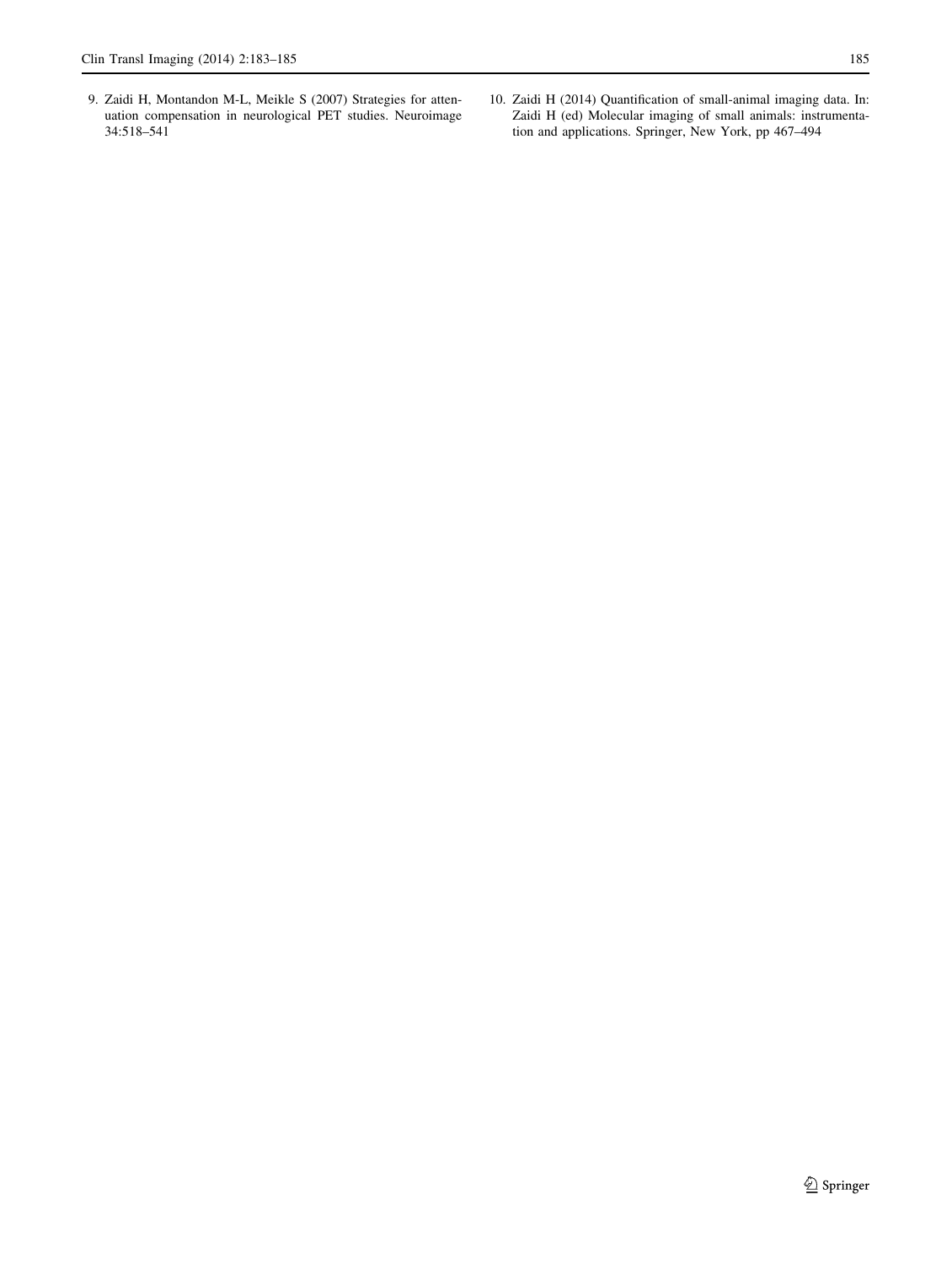9. Zaidi H, Montandon M-L, Meikle S (2007) Strategies for attenuation compensation in neurological PET studies. Neuroimage 34:518–541
10. Zaidi H (2014) Quantification of small-animal imaging data. In: Zaidi H (ed) Molecular imaging of small animals: instrumentation and applications. Springer, New York, pp 467–494